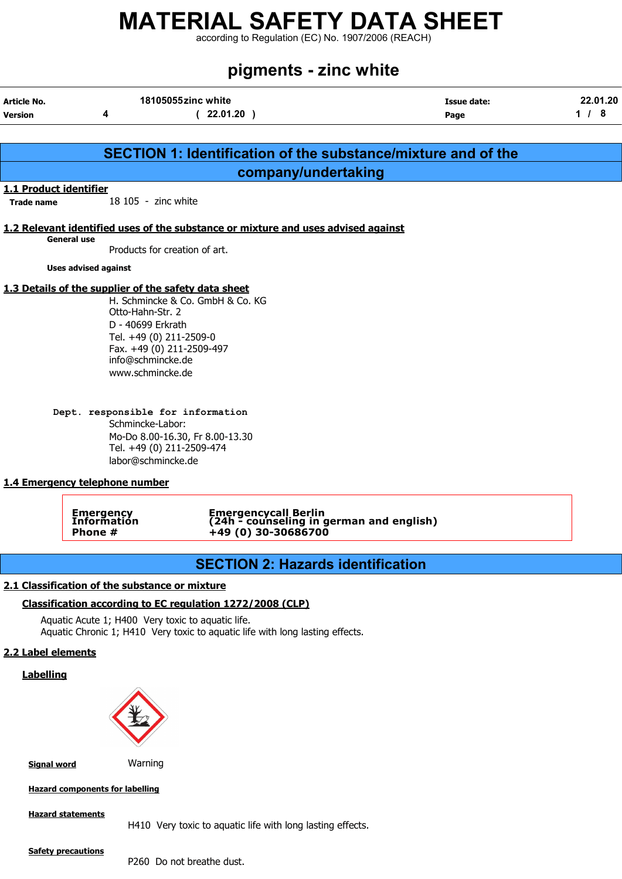# MATERIAL SAFETY DATA SHEET

according to Regulation (EC) No. 1907/2006 (REACH)

## pigments - zinc white

| | | | |
|---|---|---|---|
| **Article No.** | 18105055zinc white | **Issue date:** | 22.01.20 |
| **Version** | 4 ( 22.01.20 ) | | |

## SECTION 1: Identification of the substance/mixture and of the company/undertaking

### 1.1 Product identifier

**Trade name** 18 105 - zinc white

### 1.2 Relevant identified uses of the substance or mixture and uses advised against

**General use**

Products for creation of art.

**Uses advised against**

### 1.3 Details of the supplier of the safety data sheet

H. Schmincke & Co. GmbH & Co. KG
Otto-Hahn-Str. 2
D - 40699 Erkrath
Tel. +49 (0) 211-2509-0
Fax. +49 (0) 211-2509-497
info@schmincke.de
www.schmincke.de

**Dept. responsible for information**

Schmincke-Labor:
Mo-Do 8.00-16.30, Fr 8.00-13.30
Tel. +49 (0) 211-2509-474
labor@schmincke.de

### 1.4 Emergency telephone number

**Emergency Information Phone #** **Emergencycall Berlin (24h - counseling in german and english) +49 (0) 30-30686700**

## SECTION 2: Hazards identification

### 2.1 Classification of the substance or mixture

**Classification according to EC regulation 1272/2008 (CLP)**

Aquatic Acute 1; H400 Very toxic to aquatic life.
Aquatic Chronic 1; H410 Very toxic to aquatic life with long lasting effects.

### 2.2 Label elements

**Labelling**

**Signal word** Warning

**Hazard components for labelling**

**Hazard statements**

H410 Very toxic to aquatic life with long lasting effects.

**Safety precautions**

P260 Do not breathe dust.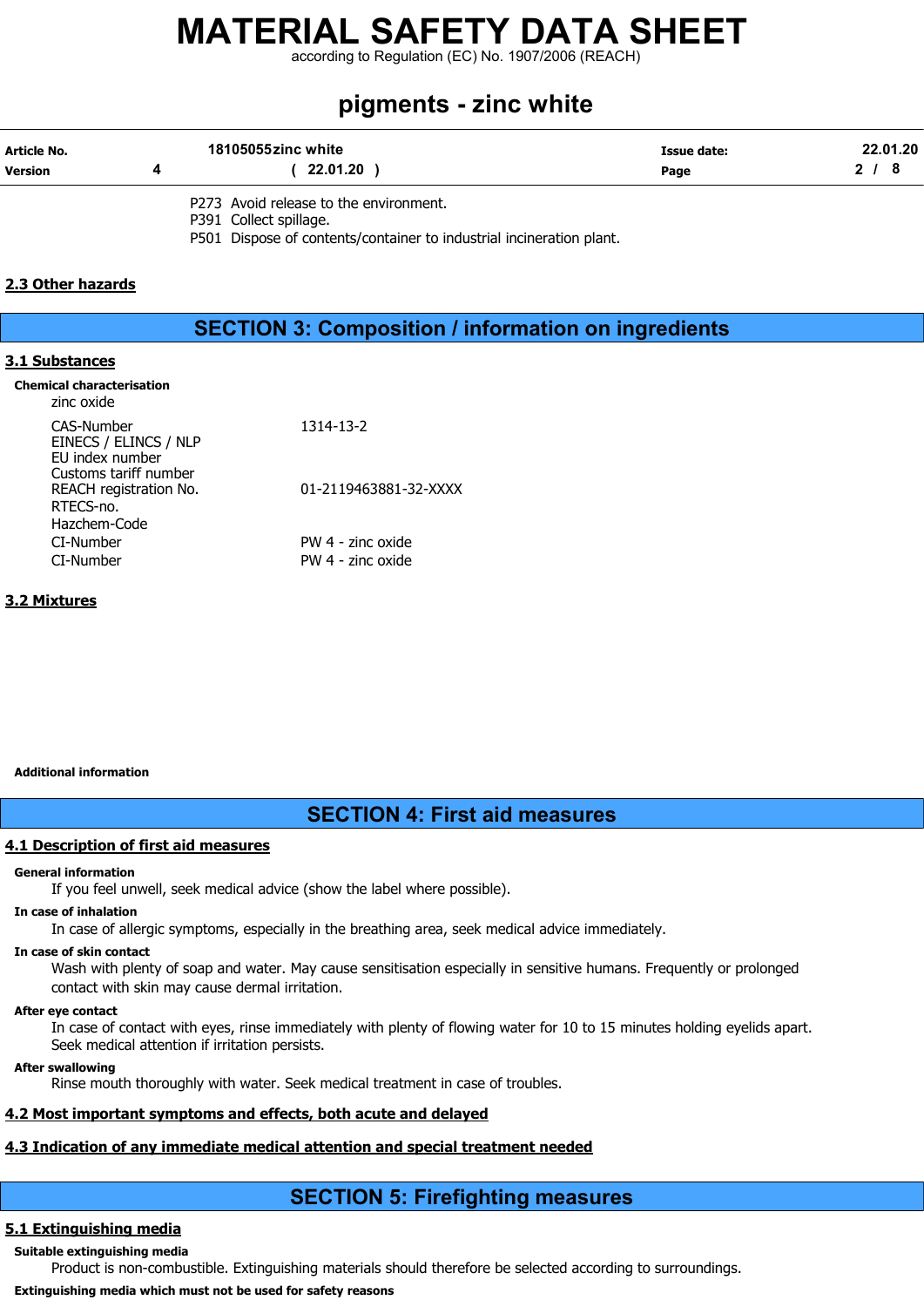P273 Avoid release to the environment.
P391 Collect spillage.
P501 Dispose of contents/container to industrial incineration plant.

### 2.3 Other hazards

## SECTION 3: Composition / information on ingredients

### 3.1 Substances

**Chemical characterisation**

zinc oxide

| | |
|---|---|
| CAS-Number | 1314-13-2 |
| EINECS / ELINCS / NLP | |
| EU index number | |
| Customs tariff number | |
| REACH registration No. | 01-2119463881-32-XXXX |
| RTECS-no. | |
| Hazchem-Code | |
| CI-Number | PW 4 - zinc oxide |
| CI-Number | PW 4 - zinc oxide |

### 3.2 Mixtures

**Additional information**

## SECTION 4: First aid measures

### 4.1 Description of first aid measures

**General information**

If you feel unwell, seek medical advice (show the label where possible).

**In case of inhalation**

In case of allergic symptoms, especially in the breathing area, seek medical advice immediately.

**In case of skin contact**

Wash with plenty of soap and water. May cause sensitisation especially in sensitive humans. Frequently or prolonged contact with skin may cause dermal irritation.

**After eye contact**

In case of contact with eyes, rinse immediately with plenty of flowing water for 10 to 15 minutes holding eyelids apart. Seek medical attention if irritation persists.

**After swallowing**

Rinse mouth thoroughly with water. Seek medical treatment in case of troubles.

### 4.2 Most important symptoms and effects, both acute and delayed

### 4.3 Indication of any immediate medical attention and special treatment needed

## SECTION 5: Firefighting measures

### 5.1 Extinguishing media

**Suitable extinguishing media**

Product is non-combustible. Extinguishing materials should therefore be selected according to surroundings.

**Extinguishing media which must not be used for safety reasons**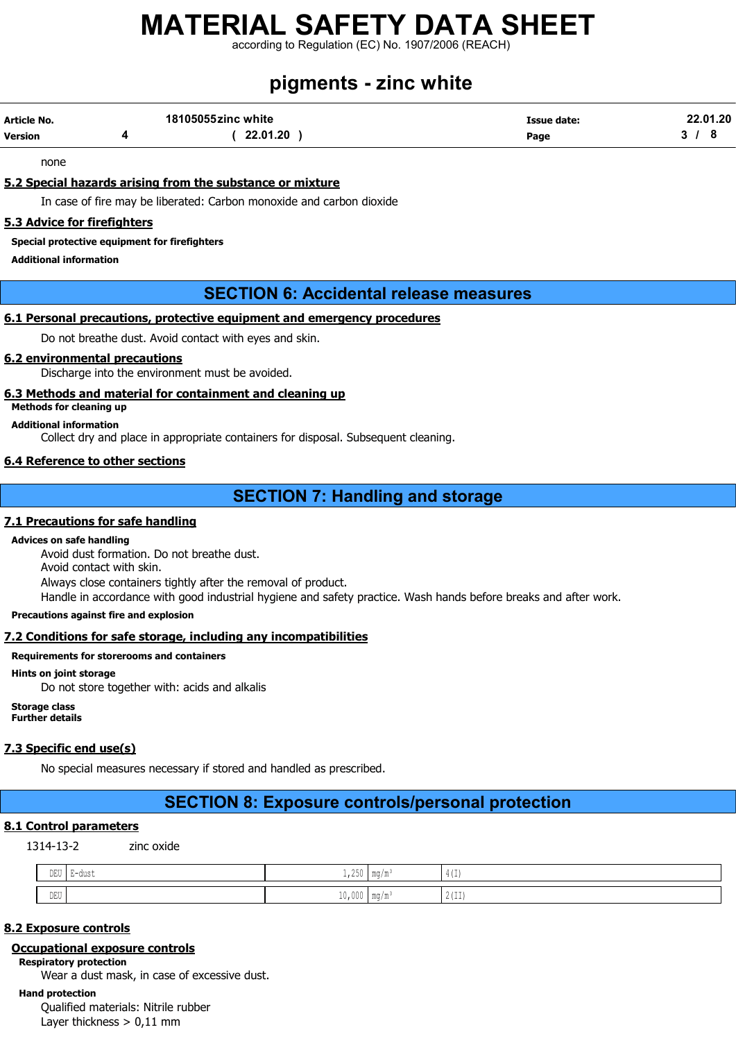none

### 5.2 Special hazards arising from the substance or mixture

In case of fire may be liberated: Carbon monoxide and carbon dioxide

### 5.3 Advice for firefighters

**Special protective equipment for firefighters**

**Additional information**

## SECTION 6: Accidental release measures

### 6.1 Personal precautions, protective equipment and emergency procedures

Do not breathe dust. Avoid contact with eyes and skin.

### 6.2 environmental precautions

Discharge into the environment must be avoided.

### 6.3 Methods and material for containment and cleaning up

**Methods for cleaning up**

**Additional information**

Collect dry and place in appropriate containers for disposal. Subsequent cleaning.

### 6.4 Reference to other sections

## SECTION 7: Handling and storage

### 7.1 Precautions for safe handling

**Advices on safe handling**

Avoid dust formation. Do not breathe dust.
Avoid contact with skin.
Always close containers tightly after the removal of product.
Handle in accordance with good industrial hygiene and safety practice. Wash hands before breaks and after work.

**Precautions against fire and explosion**

### 7.2 Conditions for safe storage, including any incompatibilities

**Requirements for storerooms and containers**

**Hints on joint storage**

Do not store together with: acids and alkalis

**Storage class**

**Further details**

### 7.3 Specific end use(s)

No special measures necessary if stored and handled as prescribed.

## SECTION 8: Exposure controls/personal protection

### 8.1 Control parameters

1314-13-2 zinc oxide

| | | | | |
|---|---|---|---|---|
| DEU | E-dust | 1,250 | mg/m³ | 4(I) |
| DEU | | 10,000 | mg/m³ | 2(II) |

### 8.2 Exposure controls

#### Occupational exposure controls

**Respiratory protection**

Wear a dust mask, in case of excessive dust.

**Hand protection**

Qualified materials: Nitrile rubber
Layer thickness > 0,11 mm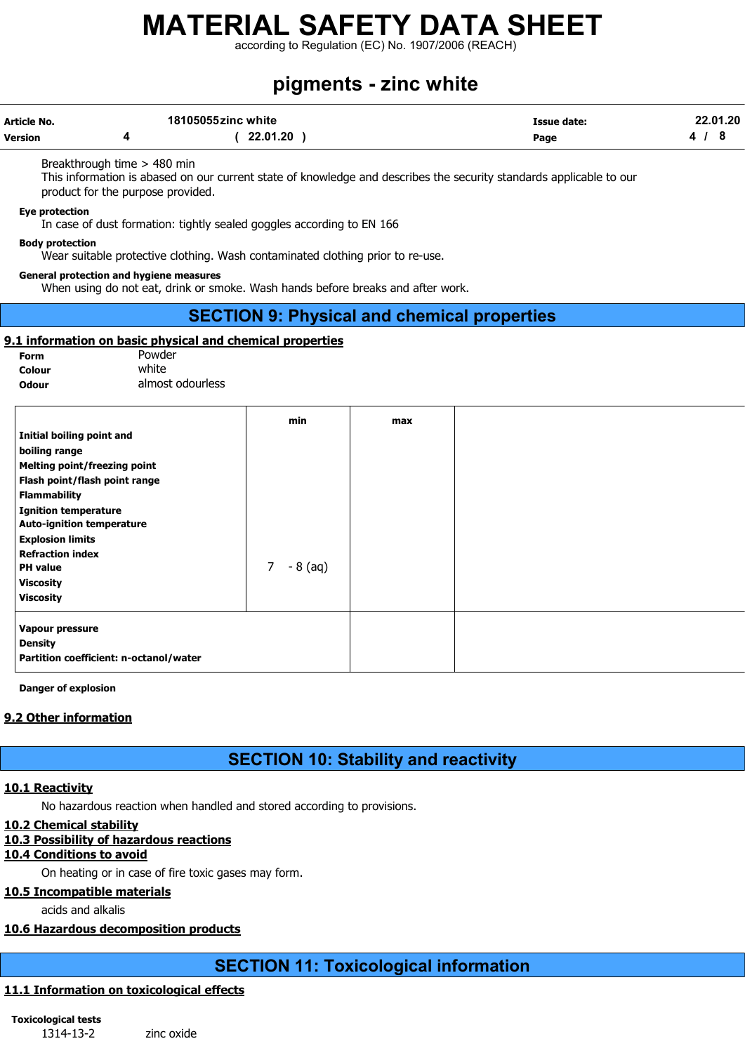Breakthrough time > 480 min
This information is abased on our current state of knowledge and describes the security standards applicable to our product for the purpose provided.

**Eye protection**
In case of dust formation: tightly sealed goggles according to EN 166

**Body protection**
Wear suitable protective clothing. Wash contaminated clothing prior to re-use.

**General protection and hygiene measures**
When using do not eat, drink or smoke. Wash hands before breaks and after work.

# SECTION 9: Physical and chemical properties

## 9.1 information on basic physical and chemical properties

**Form** Powder
**Colour** white
**Odour** almost odourless

| | min | max | |
|---|---|---|---|
| **Initial boiling point and boiling range** | | | |
| **Melting point/freezing point** | | | |
| **Flash point/flash point range** | | | |
| **Flammability** | | | |
| **Ignition temperature** | | | |
| **Auto-ignition temperature** | | | |
| **Explosion limits** | | | |
| **Refraction index** | | | |
| **PH value** | 7 - 8 (aq) | | |
| **Viscosity** | | | |
| **Viscosity** | | | |
| **Vapour pressure** | | | |
| **Density** | | | |
| **Partition coefficient: n-octanol/water** | | | |

**Danger of explosion**

## 9.2 Other information

# SECTION 10: Stability and reactivity

## 10.1 Reactivity

No hazardous reaction when handled and stored according to provisions.

## 10.2 Chemical stability

## 10.3 Possibility of hazardous reactions

## 10.4 Conditions to avoid

On heating or in case of fire toxic gases may form.

## 10.5 Incompatible materials

acids and alkalis

## 10.6 Hazardous decomposition products

# SECTION 11: Toxicological information

## 11.1 Information on toxicological effects

**Toxicological tests**
1314-13-2 zinc oxide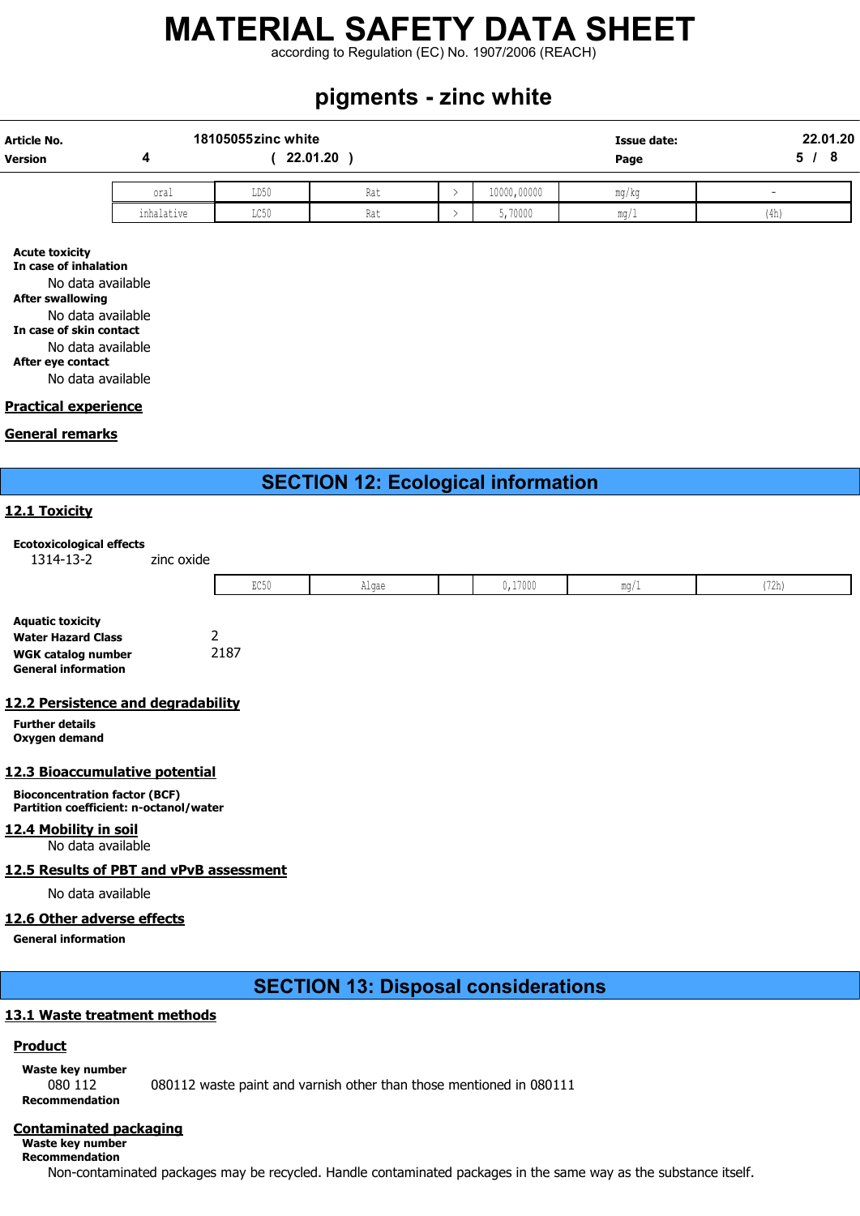| | | | | | | |
|---|---|---|---|---|---|---|
| oral | LD50 | Rat | > | 10000,00000 | mg/kg | - |
| inhalative | LC50 | Rat | > | 5,70000 | mg/l | (4h) |

**Acute toxicity**

**In case of inhalation**

No data available

**After swallowing**

No data available

**In case of skin contact**

No data available

**After eye contact**

No data available

## Practical experience

## General remarks

# SECTION 12: Ecological information

## 12.1 Toxicity

**Ecotoxicological effects**

1314-13-2 zinc oxide

| | | | | | |
|---|---|---|---|---|---|
| EC50 | Algae | | 0,17000 | mg/l | (72h) |

**Aquatic toxicity**

**Water Hazard Class** 2

**WGK catalog number** 2187

**General information**

## 12.2 Persistence and degradability

**Further details**

**Oxygen demand**

## 12.3 Bioaccumulative potential

**Bioconcentration factor (BCF)**

**Partition coefficient: n-octanol/water**

## 12.4 Mobility in soil

No data available

## 12.5 Results of PBT and vPvB assessment

No data available

## 12.6 Other adverse effects

**General information**

# SECTION 13: Disposal considerations

## 13.1 Waste treatment methods

### Product

**Waste key number**

080 112 080112 waste paint and varnish other than those mentioned in 080111

**Recommendation**

### Contaminated packaging

**Waste key number**

**Recommendation**

Non-contaminated packages may be recycled. Handle contaminated packages in the same way as the substance itself.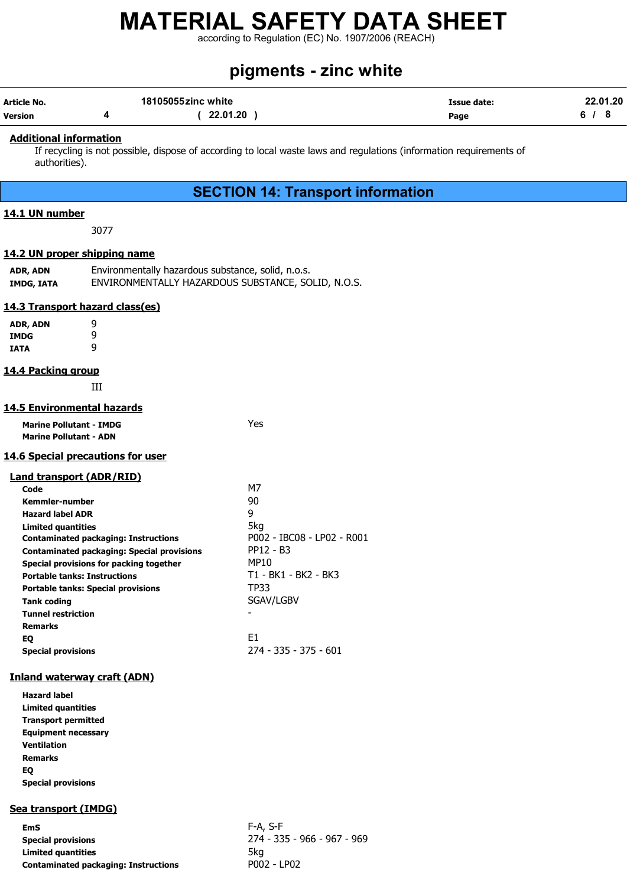**Additional information**

If recycling is not possible, dispose of according to local waste laws and regulations (information requirements of authorities).

## SECTION 14: Transport information

### 14.1 UN number

3077

### 14.2 UN proper shipping name

| | |
|---|---|
| **ADR, ADN** | Environmentally hazardous substance, solid, n.o.s. |
| **IMDG, IATA** | ENVIRONMENTALLY HAZARDOUS SUBSTANCE, SOLID, N.O.S. |

### 14.3 Transport hazard class(es)

| | |
|---|---|
| **ADR, ADN** | 9 |
| **IMDG** | 9 |
| **IATA** | 9 |

### 14.4 Packing group

III

### 14.5 Environmental hazards

| | |
|---|---|
| **Marine Pollutant - IMDG** | Yes |
| **Marine Pollutant - ADN** | |

### 14.6 Special precautions for user

**Land transport (ADR/RID)**

| | |
|---|---|
| **Code** | M7 |
| **Kemmler-number** | 90 |
| **Hazard label ADR** | 9 |
| **Limited quantities** | 5kg |
| **Contaminated packaging: Instructions** | P002 - IBC08 - LP02 - R001 |
| **Contaminated packaging: Special provisions** | PP12 - B3 |
| **Special provisions for packing together** | MP10 |
| **Portable tanks: Instructions** | T1 - BK1 - BK2 - BK3 |
| **Portable tanks: Special provisions** | TP33 |
| **Tank coding** | SGAV/LGBV |
| **Tunnel restriction** | - |
| **Remarks** | |
| **EQ** | E1 |
| **Special provisions** | 274 - 335 - 375 - 601 |

**Inland waterway craft (ADN)**

| | |
|---|---|
| **Hazard label** | |
| **Limited quantities** | |
| **Transport permitted** | |
| **Equipment necessary** | |
| **Ventilation** | |
| **Remarks** | |
| **EQ** | |
| **Special provisions** | |

**Sea transport (IMDG)**

| | |
|---|---|
| **EmS** | F-A, S-F |
| **Special provisions** | 274 - 335 - 966 - 967 - 969 |
| **Limited quantities** | 5kg |
| **Contaminated packaging: Instructions** | P002 - LP02 |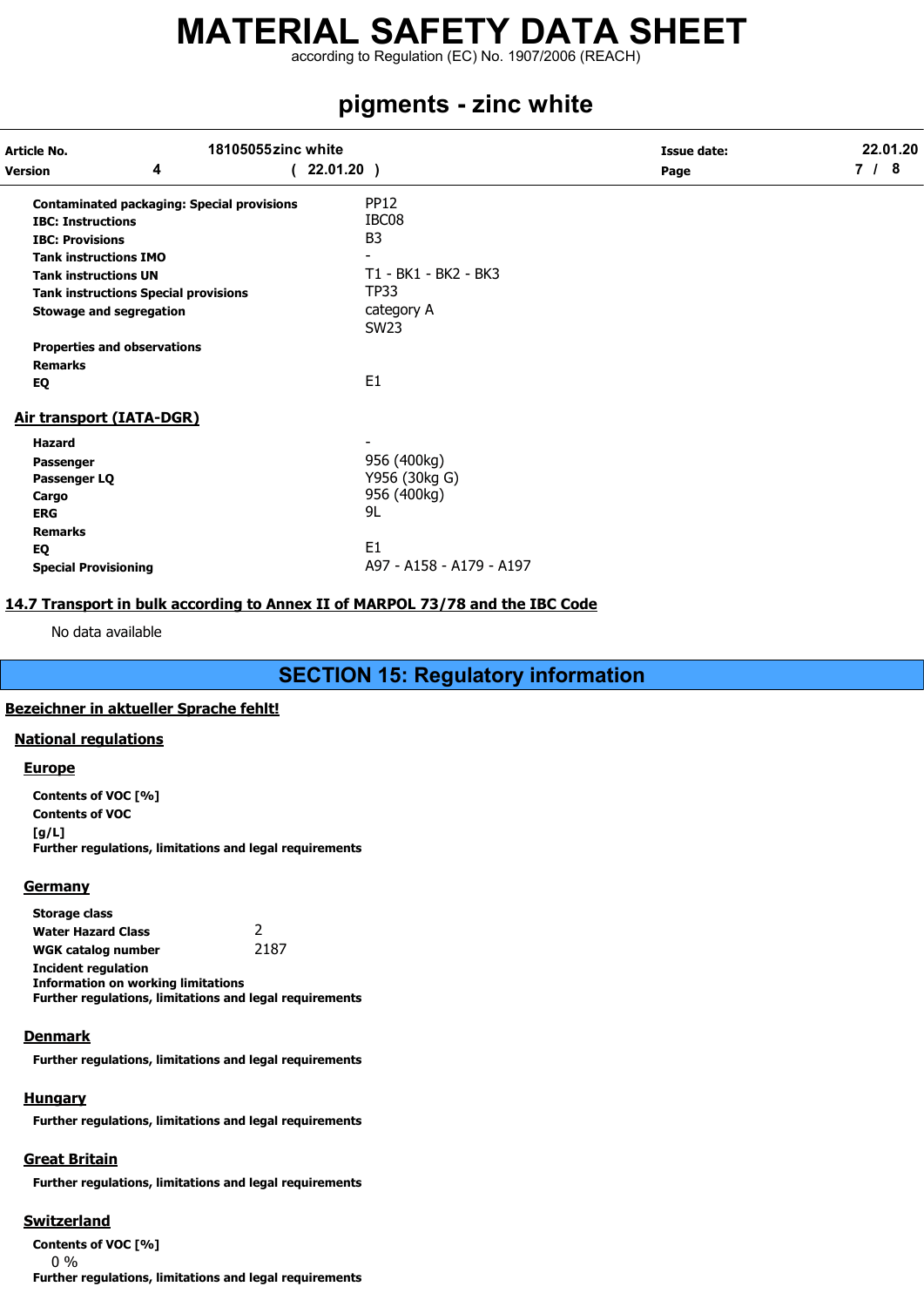| | |
|---|---|
| **Contaminated packaging: Special provisions** | PP12 |
| **IBC: Instructions** | IBC08 |
| **IBC: Provisions** | B3 |
| **Tank instructions IMO** | - |
| **Tank instructions UN** | T1 - BK1 - BK2 - BK3 |
| **Tank instructions Special provisions** | TP33 |
| **Stowage and segregation** | category A<br>SW23 |
| **Properties and observations** | |
| **Remarks** | |
| **EQ** | E1 |

**Air transport (IATA-DGR)**

| | |
|---|---|
| **Hazard** | - |
| **Passenger** | 956 (400kg) |
| **Passenger LQ** | Y956 (30kg G) |
| **Cargo** | 956 (400kg) |
| **ERG** | 9L |
| **Remarks** | |
| **EQ** | E1 |
| **Special Provisioning** | A97 - A158 - A179 - A197 |

**14.7 Transport in bulk according to Annex II of MARPOL 73/78 and the IBC Code**

No data available

# SECTION 15: Regulatory information

**Bezeichner in aktueller Sprache fehlt!**

**National regulations**

**Europe**

**Contents of VOC [%]**
**Contents of VOC [g/L]**
**Further regulations, limitations and legal requirements**

**Germany**

| | |
|---|---|
| **Storage class** | |
| **Water Hazard Class** | 2 |
| **WGK catalog number** | 2187 |
| **Incident regulation** | |
| **Information on working limitations** | |
| **Further regulations, limitations and legal requirements** | |

**Denmark**

**Further regulations, limitations and legal requirements**

**Hungary**

**Further regulations, limitations and legal requirements**

**Great Britain**

**Further regulations, limitations and legal requirements**

**Switzerland**

**Contents of VOC [%]**
0 %
**Further regulations, limitations and legal requirements**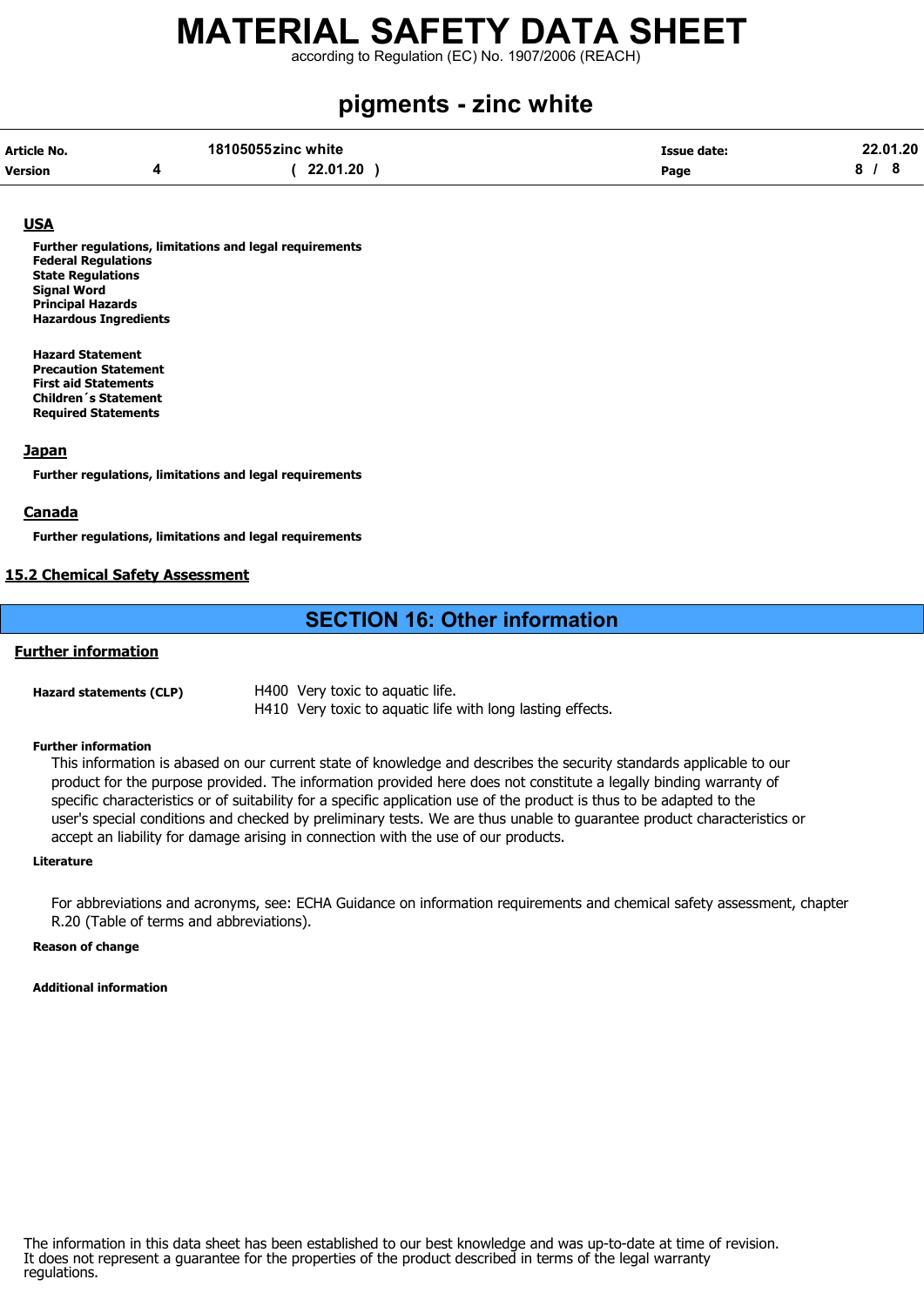## USA

**Further regulations, limitations and legal requirements**
**Federal Regulations**
**State Regulations**
**Signal Word**
**Principal Hazards**
**Hazardous Ingredients**

**Hazard Statement**
**Precaution Statement**
**First aid Statements**
**Children´s Statement**
**Required Statements**

## Japan

**Further regulations, limitations and legal requirements**

## Canada

**Further regulations, limitations and legal requirements**

## 15.2 Chemical Safety Assessment

# SECTION 16: Other information

## Further information

| | |
|---|---|
| **Hazard statements (CLP)** | H400 Very toxic to aquatic life.<br>H410 Very toxic to aquatic life with long lasting effects. |

**Further information**

This information is abased on our current state of knowledge and describes the security standards applicable to our product for the purpose provided. The information provided here does not constitute a legally binding warranty of specific characteristics or of suitability for a specific application use of the product is thus to be adapted to the user's special conditions and checked by preliminary tests. We are thus unable to guarantee product characteristics or accept an liability for damage arising in connection with the use of our products.

**Literature**

For abbreviations and acronyms, see: ECHA Guidance on information requirements and chemical safety assessment, chapter R.20 (Table of terms and abbreviations).

**Reason of change**

**Additional information**

The information in this data sheet has been established to our best knowledge and was up-to-date at time of revision. It does not represent a guarantee for the properties of the product described in terms of the legal warranty regulations.